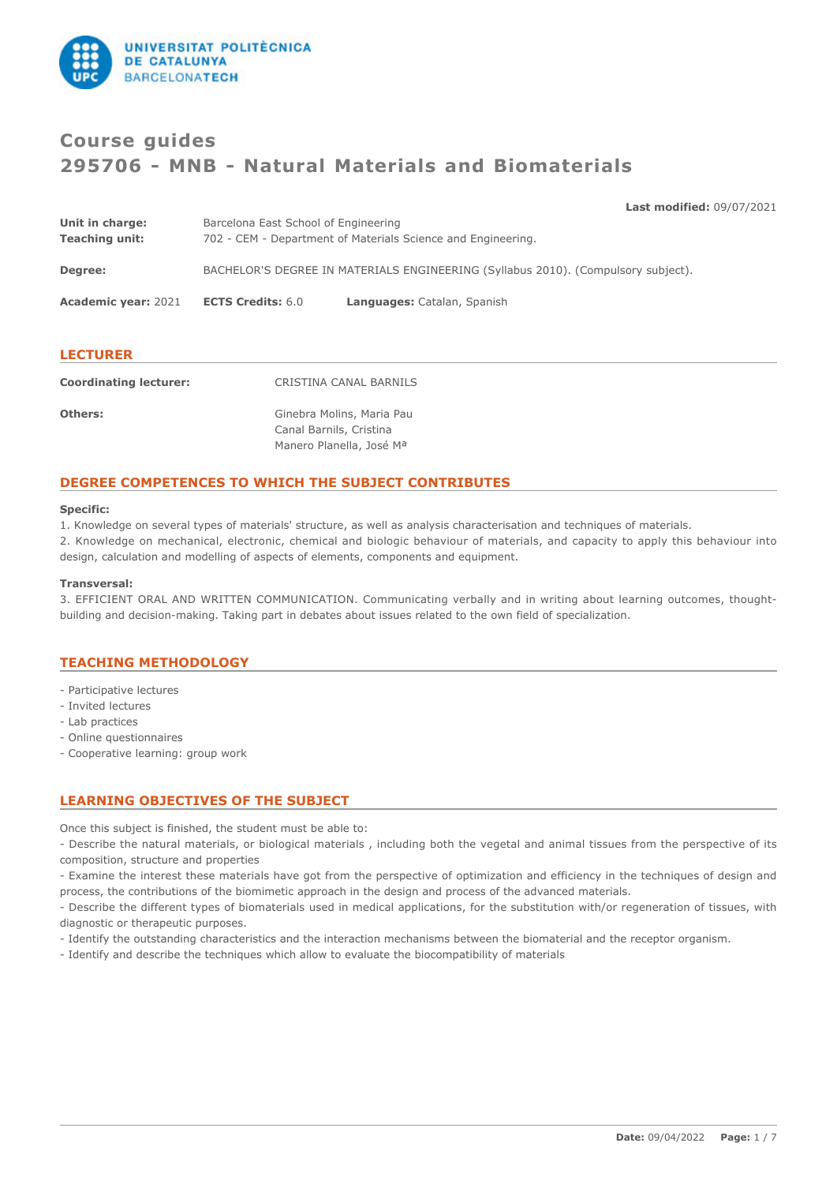# Course guides
# 295706 - MNB - Natural Materials and Biomaterials

**Last modified:** 09/07/2021

**Unit in charge:** Barcelona East School of Engineering
**Teaching unit:** 702 - CEM - Department of Materials Science and Engineering.

**Degree:** BACHELOR'S DEGREE IN MATERIALS ENGINEERING (Syllabus 2010). (Compulsory subject).

**Academic year:** 2021 **ECTS Credits:** 6.0 **Languages:** Catalan, Spanish

## LECTURER

**Coordinating lecturer:** CRISTINA CANAL BARNILS

**Others:** Ginebra Molins, Maria Pau
Canal Barnils, Cristina
Manero Planella, José Mª

## DEGREE COMPETENCES TO WHICH THE SUBJECT CONTRIBUTES

**Specific:**

1. Knowledge on several types of materials' structure, as well as analysis characterisation and techniques of materials.
2. Knowledge on mechanical, electronic, chemical and biologic behaviour of materials, and capacity to apply this behaviour into design, calculation and modelling of aspects of elements, components and equipment.

**Transversal:**

3. EFFICIENT ORAL AND WRITTEN COMMUNICATION. Communicating verbally and in writing about learning outcomes, thought-building and decision-making. Taking part in debates about issues related to the own field of specialization.

## TEACHING METHODOLOGY

- Participative lectures
- Invited lectures
- Lab practices
- Online questionnaires
- Cooperative learning: group work

## LEARNING OBJECTIVES OF THE SUBJECT

Once this subject is finished, the student must be able to:

- Describe the natural materials, or biological materials , including both the vegetal and animal tissues from the perspective of its composition, structure and properties
- Examine the interest these materials have got from the perspective of optimization and efficiency in the techniques of design and process, the contributions of the biomimetic approach in the design and process of the advanced materials.
- Describe the different types of biomaterials used in medical applications, for the substitution with/or regeneration of tissues, with diagnostic or therapeutic purposes.
- Identify the outstanding characteristics and the interaction mechanisms between the biomaterial and the receptor organism.
- Identify and describe the techniques which allow to evaluate the biocompatibility of materials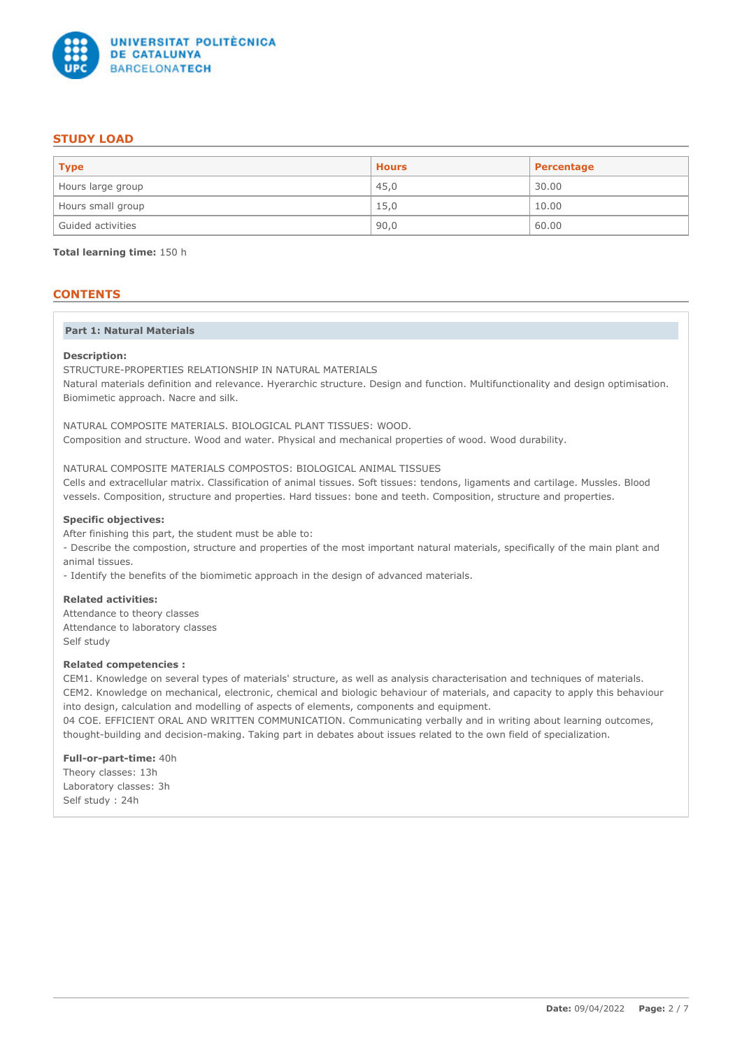## STUDY LOAD

| Type | Hours | Percentage |
|---|---|---|
| Hours large group | 45,0 | 30.00 |
| Hours small group | 15,0 | 10.00 |
| Guided activities | 90,0 | 60.00 |

**Total learning time:** 150 h

## CONTENTS

### Part 1: Natural Materials

**Description:**

STRUCTURE-PROPERTIES RELATIONSHIP IN NATURAL MATERIALS

Natural materials definition and relevance. Hyerarchic structure. Design and function. Multifunctionality and design optimisation. Biomimetic approach. Nacre and silk.

NATURAL COMPOSITE MATERIALS. BIOLOGICAL PLANT TISSUES: WOOD.

Composition and structure. Wood and water. Physical and mechanical properties of wood. Wood durability.

NATURAL COMPOSITE MATERIALS COMPOSTOS: BIOLOGICAL ANIMAL TISSUES

Cells and extracellular matrix. Classification of animal tissues. Soft tissues: tendons, ligaments and cartilage. Mussles. Blood vessels. Composition, structure and properties. Hard tissues: bone and teeth. Composition, structure and properties.

**Specific objectives:**

After finishing this part, the student must be able to:

- Describe the compostion, structure and properties of the most important natural materials, specifically of the main plant and animal tissues.
- Identify the benefits of the biomimetic approach in the design of advanced materials.

**Related activities:**

Attendance to theory classes
Attendance to laboratory classes
Self study

**Related competencies :**

CEM1. Knowledge on several types of materials' structure, as well as analysis characterisation and techniques of materials.
CEM2. Knowledge on mechanical, electronic, chemical and biologic behaviour of materials, and capacity to apply this behaviour into design, calculation and modelling of aspects of elements, components and equipment.
04 COE. EFFICIENT ORAL AND WRITTEN COMMUNICATION. Communicating verbally and in writing about learning outcomes, thought-building and decision-making. Taking part in debates about issues related to the own field of specialization.

**Full-or-part-time:** 40h
Theory classes: 13h
Laboratory classes: 3h
Self study : 24h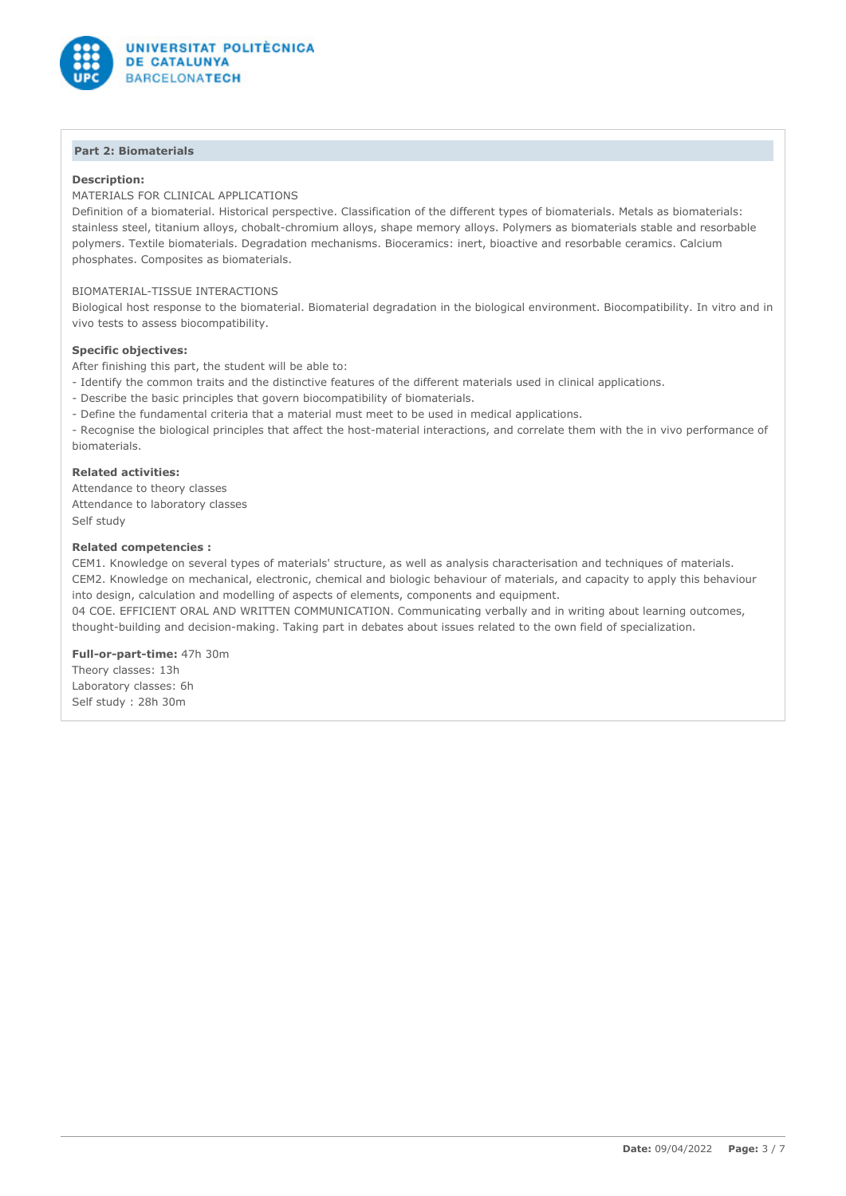## Part 2: Biomaterials

**Description:**

MATERIALS FOR CLINICAL APPLICATIONS

Definition of a biomaterial. Historical perspective. Classification of the different types of biomaterials. Metals as biomaterials: stainless steel, titanium alloys, chobalt-chromium alloys, shape memory alloys. Polymers as biomaterials stable and resorbable polymers. Textile biomaterials. Degradation mechanisms. Bioceramics: inert, bioactive and resorbable ceramics. Calcium phosphates. Composites as biomaterials.

BIOMATERIAL-TISSUE INTERACTIONS

Biological host response to the biomaterial. Biomaterial degradation in the biological environment. Biocompatibility. In vitro and in vivo tests to assess biocompatibility.

**Specific objectives:**

After finishing this part, the student will be able to:

- Identify the common traits and the distinctive features of the different materials used in clinical applications.
- Describe the basic principles that govern biocompatibility of biomaterials.
- Define the fundamental criteria that a material must meet to be used in medical applications.
- Recognise the biological principles that affect the host-material interactions, and correlate them with the in vivo performance of biomaterials.

**Related activities:**

Attendance to theory classes
Attendance to laboratory classes
Self study

**Related competencies :**

CEM1. Knowledge on several types of materials' structure, as well as analysis characterisation and techniques of materials.
CEM2. Knowledge on mechanical, electronic, chemical and biologic behaviour of materials, and capacity to apply this behaviour into design, calculation and modelling of aspects of elements, components and equipment.
04 COE. EFFICIENT ORAL AND WRITTEN COMMUNICATION. Communicating verbally and in writing about learning outcomes, thought-building and decision-making. Taking part in debates about issues related to the own field of specialization.

**Full-or-part-time:** 47h 30m
Theory classes: 13h
Laboratory classes: 6h
Self study : 28h 30m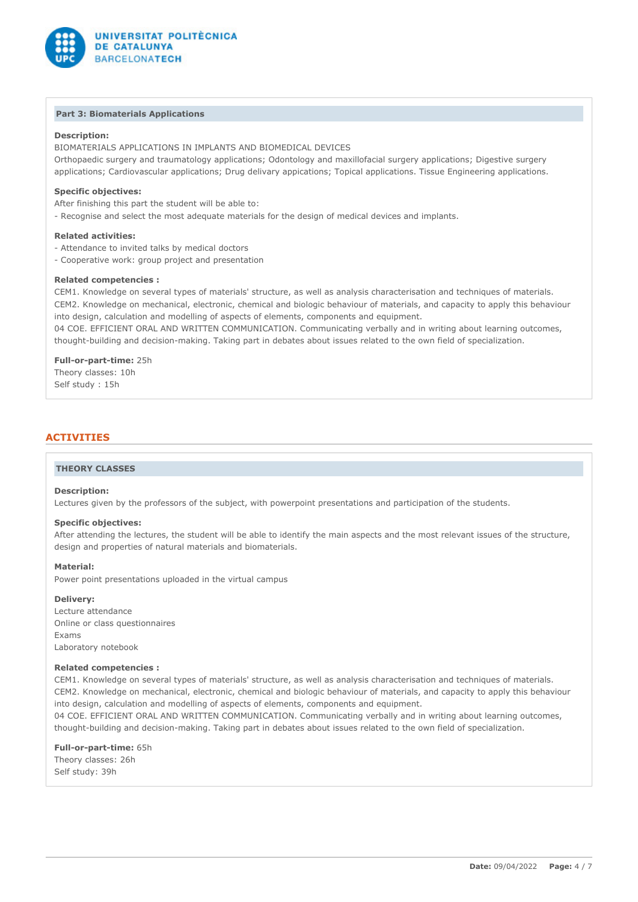### Part 3: Biomaterials Applications

**Description:**
BIOMATERIALS APPLICATIONS IN IMPLANTS AND BIOMEDICAL DEVICES
Orthopaedic surgery and traumatology applications; Odontology and maxillofacial surgery applications; Digestive surgery applications; Cardiovascular applications; Drug delivary appications; Topical applications. Tissue Engineering applications.

**Specific objectives:**
After finishing this part the student will be able to:
- Recognise and select the most adequate materials for the design of medical devices and implants.

**Related activities:**
- Attendance to invited talks by medical doctors
- Cooperative work: group project and presentation

**Related competencies :**
CEM1. Knowledge on several types of materials' structure, as well as analysis characterisation and techniques of materials.
CEM2. Knowledge on mechanical, electronic, chemical and biologic behaviour of materials, and capacity to apply this behaviour into design, calculation and modelling of aspects of elements, components and equipment.
04 COE. EFFICIENT ORAL AND WRITTEN COMMUNICATION. Communicating verbally and in writing about learning outcomes, thought-building and decision-making. Taking part in debates about issues related to the own field of specialization.

**Full-or-part-time:** 25h
Theory classes: 10h
Self study : 15h

## ACTIVITIES

### THEORY CLASSES

**Description:**
Lectures given by the professors of the subject, with powerpoint presentations and participation of the students.

**Specific objectives:**
After attending the lectures, the student will be able to identify the main aspects and the most relevant issues of the structure, design and properties of natural materials and biomaterials.

**Material:**
Power point presentations uploaded in the virtual campus

**Delivery:**
Lecture attendance
Online or class questionnaires
Exams
Laboratory notebook

**Related competencies :**
CEM1. Knowledge on several types of materials' structure, as well as analysis characterisation and techniques of materials.
CEM2. Knowledge on mechanical, electronic, chemical and biologic behaviour of materials, and capacity to apply this behaviour into design, calculation and modelling of aspects of elements, components and equipment.
04 COE. EFFICIENT ORAL AND WRITTEN COMMUNICATION. Communicating verbally and in writing about learning outcomes, thought-building and decision-making. Taking part in debates about issues related to the own field of specialization.

**Full-or-part-time:** 65h
Theory classes: 26h
Self study: 39h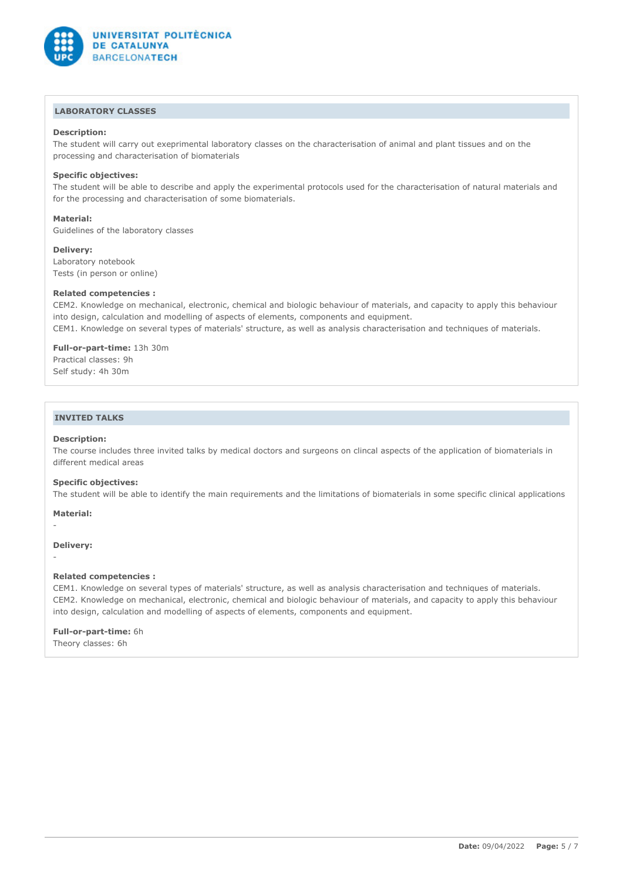## LABORATORY CLASSES

**Description:**
The student will carry out exeprimental laboratory classes on the characterisation of animal and plant tissues and on the processing and characterisation of biomaterials

**Specific objectives:**
The student will be able to describe and apply the experimental protocols used for the characterisation of natural materials and for the processing and characterisation of some biomaterials.

**Material:**
Guidelines of the laboratory classes

**Delivery:**
Laboratory notebook
Tests (in person or online)

**Related competencies :**
CEM2. Knowledge on mechanical, electronic, chemical and biologic behaviour of materials, and capacity to apply this behaviour into design, calculation and modelling of aspects of elements, components and equipment.
CEM1. Knowledge on several types of materials' structure, as well as analysis characterisation and techniques of materials.

**Full-or-part-time:** 13h 30m
Practical classes: 9h
Self study: 4h 30m

## INVITED TALKS

**Description:**
The course includes three invited talks by medical doctors and surgeons on clincal aspects of the application of biomaterials in different medical areas

**Specific objectives:**
The student will be able to identify the main requirements and the limitations of biomaterials in some specific clinical applications

**Material:**
-

**Delivery:**
-

**Related competencies :**
CEM1. Knowledge on several types of materials' structure, as well as analysis characterisation and techniques of materials.
CEM2. Knowledge on mechanical, electronic, chemical and biologic behaviour of materials, and capacity to apply this behaviour into design, calculation and modelling of aspects of elements, components and equipment.

**Full-or-part-time:** 6h
Theory classes: 6h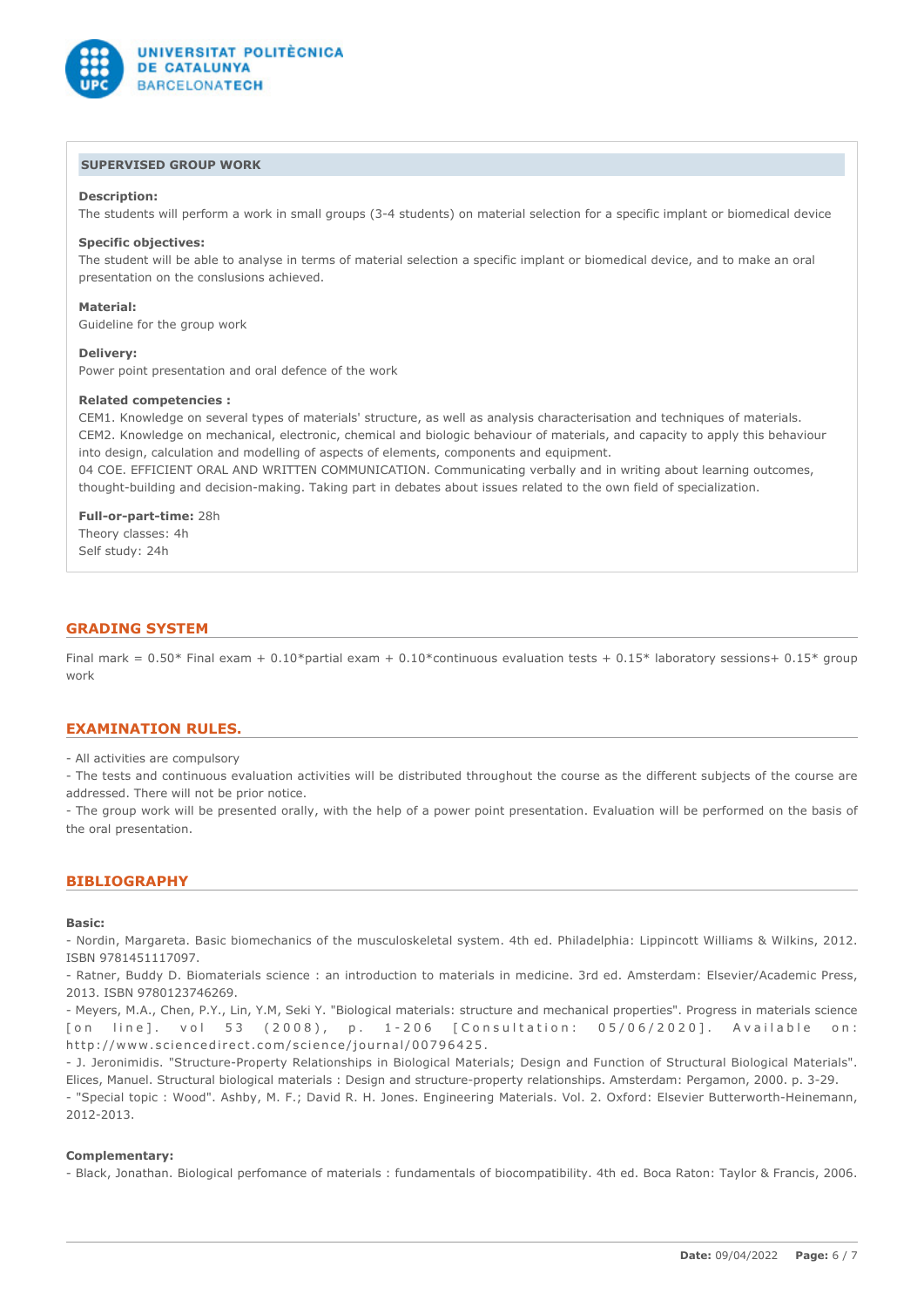### SUPERVISED GROUP WORK

**Description:**
The students will perform a work in small groups (3-4 students) on material selection for a specific implant or biomedical device

**Specific objectives:**
The student will be able to analyse in terms of material selection a specific implant or biomedical device, and to make an oral presentation on the consulsions achieved.

**Material:**
Guideline for the group work

**Delivery:**
Power point presentation and oral defence of the work

**Related competencies :**
CEM1. Knowledge on several types of materials' structure, as well as analysis characterisation and techniques of materials.
CEM2. Knowledge on mechanical, electronic, chemical and biologic behaviour of materials, and capacity to apply this behaviour into design, calculation and modelling of aspects of elements, components and equipment.
04 COE. EFFICIENT ORAL AND WRITTEN COMMUNICATION. Communicating verbally and in writing about learning outcomes, thought-building and decision-making. Taking part in debates about issues related to the own field of specialization.

**Full-or-part-time:** 28h
Theory classes: 4h
Self study: 24h

## GRADING SYSTEM

Final mark = 0.50* Final exam + 0.10*partial exam + 0.10*continuous evaluation tests + 0.15* laboratory sessions+ 0.15* group work

## EXAMINATION RULES.

- All activities are compulsory
- The tests and continuous evaluation activities will be distributed throughout the course as the different subjects of the course are addressed. There will not be prior notice.
- The group work will be presented orally, with the help of a power point presentation. Evaluation will be performed on the basis of the oral presentation.

## BIBLIOGRAPHY

**Basic:**

- Nordin, Margareta. Basic biomechanics of the musculoskeletal system. 4th ed. Philadelphia: Lippincott Williams & Wilkins, 2012. ISBN 9781451117097.
- Ratner, Buddy D. Biomaterials science : an introduction to materials in medicine. 3rd ed. Amsterdam: Elsevier/Academic Press, 2013. ISBN 9780123746269.
- Meyers, M.A., Chen, P.Y., Lin, Y.M, Seki Y. "Biological materials: structure and mechanical properties". Progress in materials science [on line]. vol 53 (2008), p. 1-206 [Consultation: 05/06/2020]. Available on: http://www.sciencedirect.com/science/journal/00796425.
- J. Jeronimidis. "Structure-Property Relationships in Biological Materials; Design and Function of Structural Biological Materials". Elices, Manuel. Structural biological materials : Design and structure-property relationships. Amsterdam: Pergamon, 2000. p. 3-29.
- "Special topic : Wood". Ashby, M. F.; David R. H. Jones. Engineering Materials. Vol. 2. Oxford: Elsevier Butterworth-Heinemann, 2012-2013.

**Complementary:**

- Black, Jonathan. Biological perfomance of materials : fundamentals of biocompatibility. 4th ed. Boca Raton: Taylor & Francis, 2006.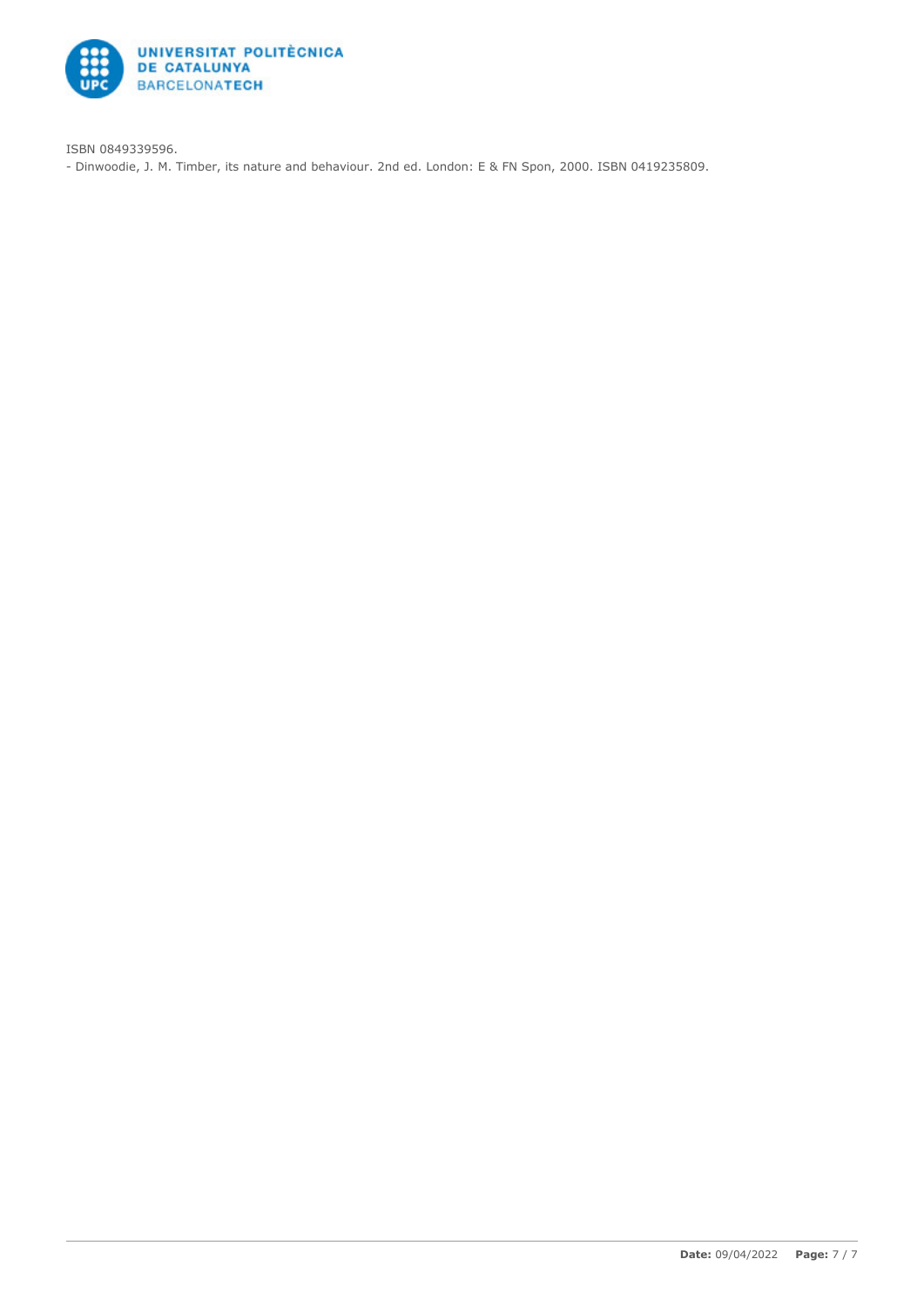ISBN 0849339596.

- Dinwoodie, J. M. Timber, its nature and behaviour. 2nd ed. London: E & FN Spon, 2000. ISBN 0419235809.